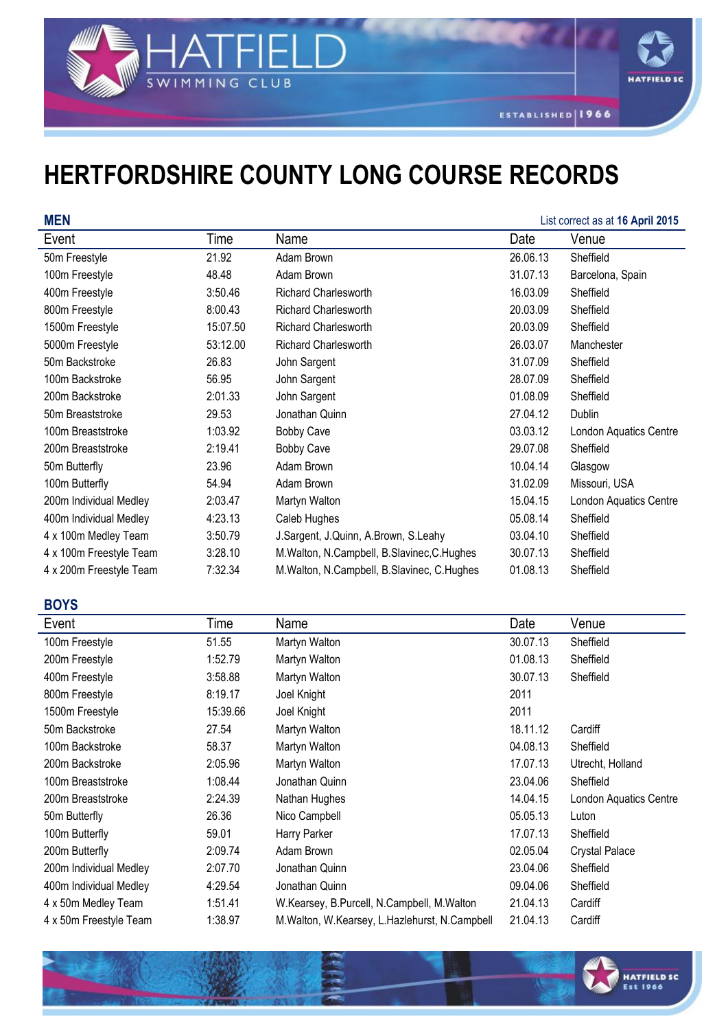# HERTFORDSHIRE COUNTY LONG COURSE RECORDS

## MEN

List correct as at **16 April 2015**

| Event | Time | Name | Date | Venue |
|---|---|---|---|---|
| 50m Freestyle | 21.92 | Adam Brown | 26.06.13 | Sheffield |
| 100m Freestyle | 48.48 | Adam Brown | 31.07.13 | Barcelona, Spain |
| 400m Freestyle | 3:50.46 | Richard Charlesworth | 16.03.09 | Sheffield |
| 800m Freestyle | 8:00.43 | Richard Charlesworth | 20.03.09 | Sheffield |
| 1500m Freestyle | 15:07.50 | Richard Charlesworth | 20.03.09 | Sheffield |
| 5000m Freestyle | 53:12.00 | Richard Charlesworth | 26.03.07 | Manchester |
| 50m Backstroke | 26.83 | John Sargent | 31.07.09 | Sheffield |
| 100m Backstroke | 56.95 | John Sargent | 28.07.09 | Sheffield |
| 200m Backstroke | 2:01.33 | John Sargent | 01.08.09 | Sheffield |
| 50m Breaststroke | 29.53 | Jonathan Quinn | 27.04.12 | Dublin |
| 100m Breaststroke | 1:03.92 | Bobby Cave | 03.03.12 | London Aquatics Centre |
| 200m Breaststroke | 2:19.41 | Bobby Cave | 29.07.08 | Sheffield |
| 50m Butterfly | 23.96 | Adam Brown | 10.04.14 | Glasgow |
| 100m Butterfly | 54.94 | Adam Brown | 31.02.09 | Missouri, USA |
| 200m Individual Medley | 2:03.47 | Martyn Walton | 15.04.15 | London Aquatics Centre |
| 400m Individual Medley | 4:23.13 | Caleb Hughes | 05.08.14 | Sheffield |
| 4 x 100m Medley Team | 3:50.79 | J.Sargent, J.Quinn, A.Brown, S.Leahy | 03.04.10 | Sheffield |
| 4 x 100m Freestyle Team | 3:28.10 | M.Walton, N.Campbell, B.Slavinec,C.Hughes | 30.07.13 | Sheffield |
| 4 x 200m Freestyle Team | 7:32.34 | M.Walton, N.Campbell, B.Slavinec, C.Hughes | 01.08.13 | Sheffield |

## BOYS

| Event | Time | Name | Date | Venue |
|---|---|---|---|---|
| 100m Freestyle | 51.55 | Martyn Walton | 30.07.13 | Sheffield |
| 200m Freestyle | 1:52.79 | Martyn Walton | 01.08.13 | Sheffield |
| 400m Freestyle | 3:58.88 | Martyn Walton | 30.07.13 | Sheffield |
| 800m Freestyle | 8:19.17 | Joel Knight | 2011 | |
| 1500m Freestyle | 15:39.66 | Joel Knight | 2011 | |
| 50m Backstroke | 27.54 | Martyn Walton | 18.11.12 | Cardiff |
| 100m Backstroke | 58.37 | Martyn Walton | 04.08.13 | Sheffield |
| 200m Backstroke | 2:05.96 | Martyn Walton | 17.07.13 | Utrecht, Holland |
| 100m Breaststroke | 1:08.44 | Jonathan Quinn | 23.04.06 | Sheffield |
| 200m Breaststroke | 2:24.39 | Nathan Hughes | 14.04.15 | London Aquatics Centre |
| 50m Butterfly | 26.36 | Nico Campbell | 05.05.13 | Luton |
| 100m Butterfly | 59.01 | Harry Parker | 17.07.13 | Sheffield |
| 200m Butterfly | 2:09.74 | Adam Brown | 02.05.04 | Crystal Palace |
| 200m Individual Medley | 2:07.70 | Jonathan Quinn | 23.04.06 | Sheffield |
| 400m Individual Medley | 4:29.54 | Jonathan Quinn | 09.04.06 | Sheffield |
| 4 x 50m Medley Team | 1:51.41 | W.Kearsey, B.Purcell, N.Campbell, M.Walton | 21.04.13 | Cardiff |
| 4 x 50m Freestyle Team | 1:38.97 | M.Walton, W.Kearsey, L.Hazlehurst, N.Campbell | 21.04.13 | Cardiff |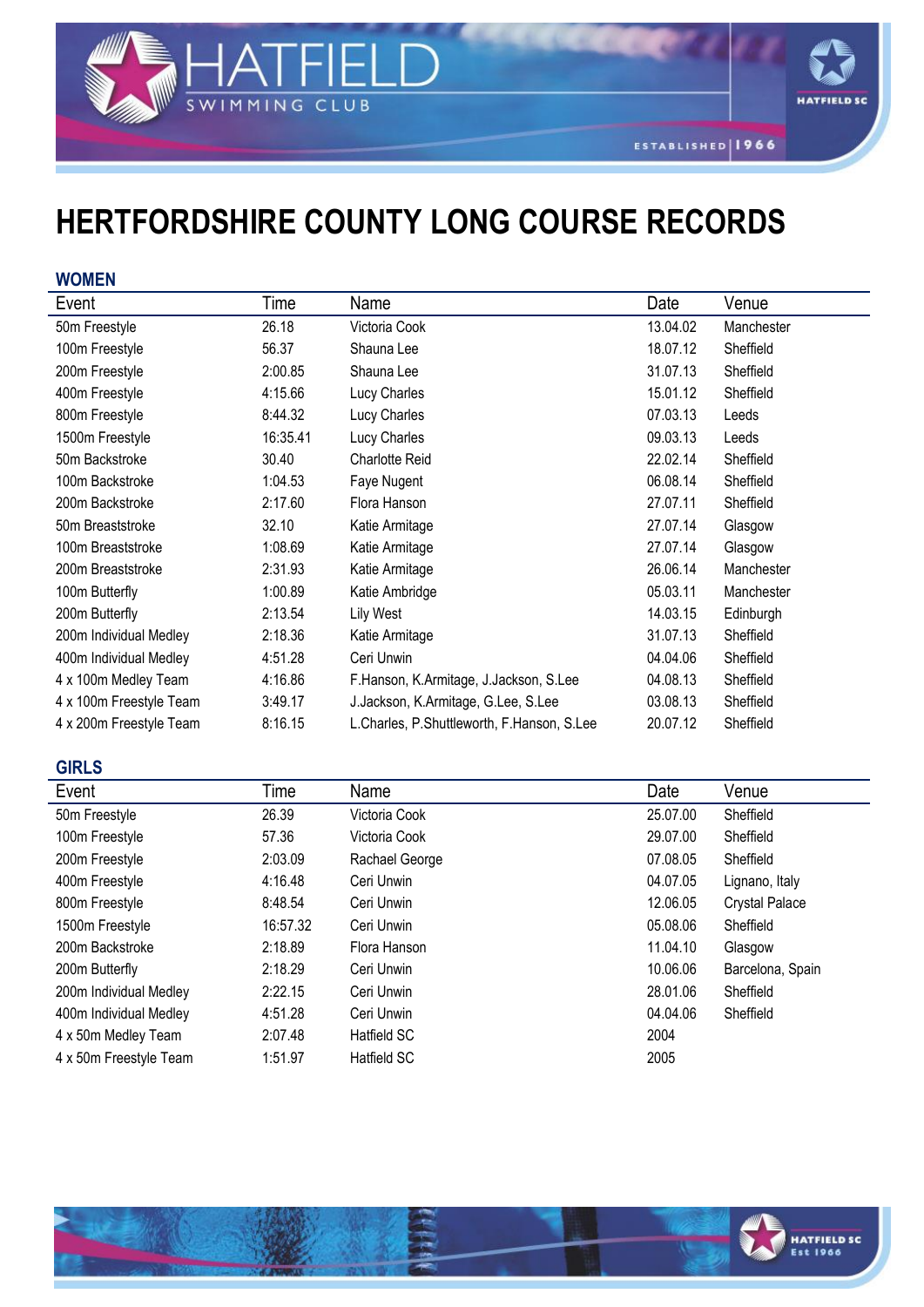# HERTFORDSHIRE COUNTY LONG COURSE RECORDS

## WOMEN

| Event | Time | Name | Date | Venue |
|---|---|---|---|---|
| 50m Freestyle | 26.18 | Victoria Cook | 13.04.02 | Manchester |
| 100m Freestyle | 56.37 | Shauna Lee | 18.07.12 | Sheffield |
| 200m Freestyle | 2:00.85 | Shauna Lee | 31.07.13 | Sheffield |
| 400m Freestyle | 4:15.66 | Lucy Charles | 15.01.12 | Sheffield |
| 800m Freestyle | 8:44.32 | Lucy Charles | 07.03.13 | Leeds |
| 1500m Freestyle | 16:35.41 | Lucy Charles | 09.03.13 | Leeds |
| 50m Backstroke | 30.40 | Charlotte Reid | 22.02.14 | Sheffield |
| 100m Backstroke | 1:04.53 | Faye Nugent | 06.08.14 | Sheffield |
| 200m Backstroke | 2:17.60 | Flora Hanson | 27.07.11 | Sheffield |
| 50m Breaststroke | 32.10 | Katie Armitage | 27.07.14 | Glasgow |
| 100m Breaststroke | 1:08.69 | Katie Armitage | 27.07.14 | Glasgow |
| 200m Breaststroke | 2:31.93 | Katie Armitage | 26.06.14 | Manchester |
| 100m Butterfly | 1:00.89 | Katie Ambridge | 05.03.11 | Manchester |
| 200m Butterfly | 2:13.54 | Lily West | 14.03.15 | Edinburgh |
| 200m Individual Medley | 2:18.36 | Katie Armitage | 31.07.13 | Sheffield |
| 400m Individual Medley | 4:51.28 | Ceri Unwin | 04.04.06 | Sheffield |
| 4 x 100m Medley Team | 4:16.86 | F.Hanson, K.Armitage, J.Jackson, S.Lee | 04.08.13 | Sheffield |
| 4 x 100m Freestyle Team | 3:49.17 | J.Jackson, K.Armitage, G.Lee, S.Lee | 03.08.13 | Sheffield |
| 4 x 200m Freestyle Team | 8:16.15 | L.Charles, P.Shuttleworth, F.Hanson, S.Lee | 20.07.12 | Sheffield |

## GIRLS

| Event | Time | Name | Date | Venue |
|---|---|---|---|---|
| 50m Freestyle | 26.39 | Victoria Cook | 25.07.00 | Sheffield |
| 100m Freestyle | 57.36 | Victoria Cook | 29.07.00 | Sheffield |
| 200m Freestyle | 2:03.09 | Rachael George | 07.08.05 | Sheffield |
| 400m Freestyle | 4:16.48 | Ceri Unwin | 04.07.05 | Lignano, Italy |
| 800m Freestyle | 8:48.54 | Ceri Unwin | 12.06.05 | Crystal Palace |
| 1500m Freestyle | 16:57.32 | Ceri Unwin | 05.08.06 | Sheffield |
| 200m Backstroke | 2:18.89 | Flora Hanson | 11.04.10 | Glasgow |
| 200m Butterfly | 2:18.29 | Ceri Unwin | 10.06.06 | Barcelona, Spain |
| 200m Individual Medley | 2:22.15 | Ceri Unwin | 28.01.06 | Sheffield |
| 400m Individual Medley | 4:51.28 | Ceri Unwin | 04.04.06 | Sheffield |
| 4 x 50m Medley Team | 2:07.48 | Hatfield SC | 2004 | |
| 4 x 50m Freestyle Team | 1:51.97 | Hatfield SC | 2005 | |